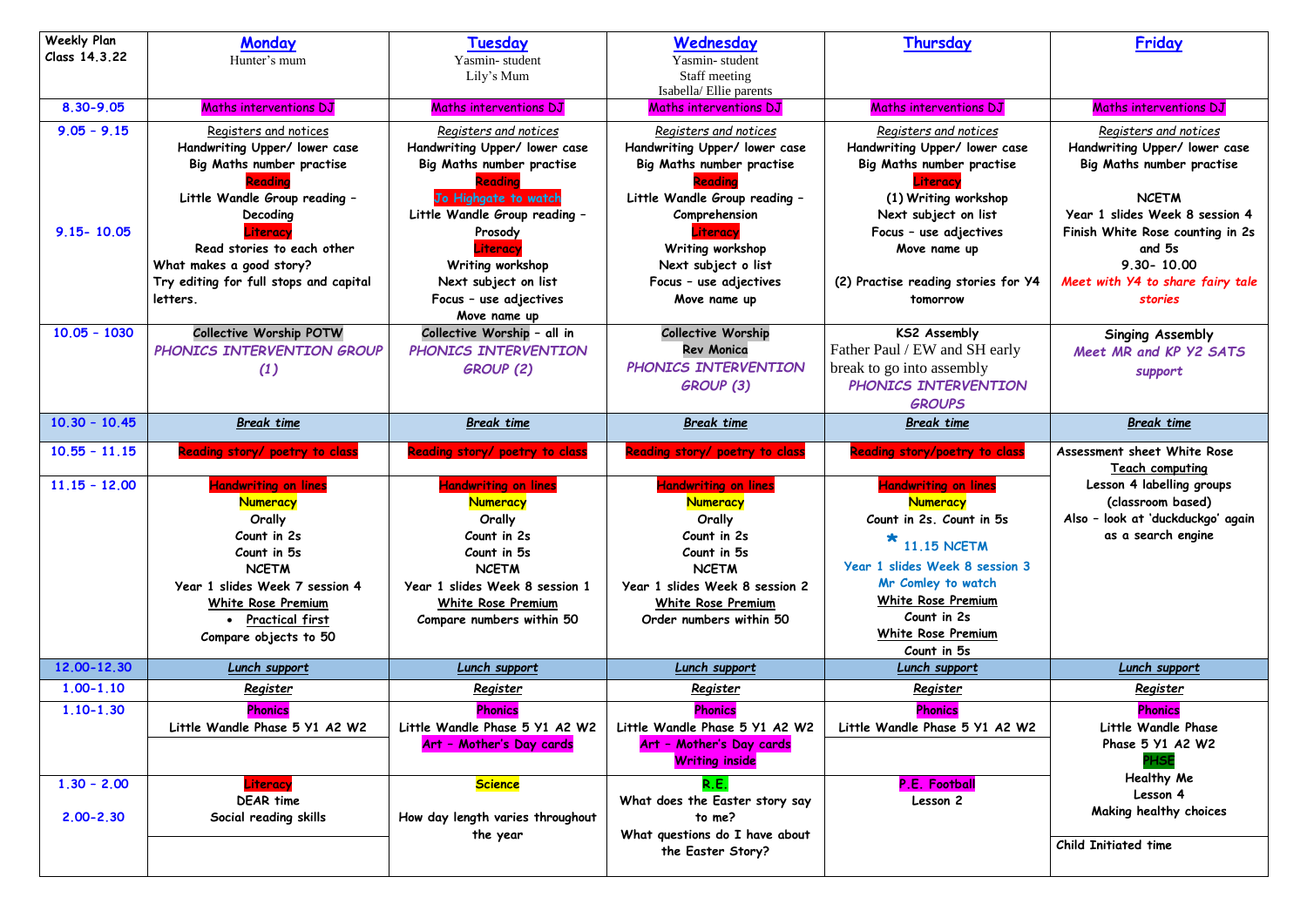| Weekly Plan Class 14.3.22 | **Monday** Hunter's mum | **Tuesday** Yasmin- student Lily's Mum | **Wednesday** Yasmin- student Staff meeting Isabella/ Ellie parents | **Thursday** | **Friday** |
|---|---|---|---|---|---|
| 8.30-9.05 | Maths interventions DJ | Maths interventions DJ | Maths interventions DJ | Maths interventions DJ | Maths interventions DJ |
| 9.05 – 9.15<br><br>9.15- 10.05 | Registers and notices<br>Handwriting Upper/ lower case<br>Big Maths number practise<br>Reading<br>Little Wandle Group reading – Decoding<br>Literacy<br>Read stories to each other<br>What makes a good story?<br>Try editing for full stops and capital letters. | Registers and notices<br>Handwriting Upper/ lower case<br>Big Maths number practise<br>Reading<br>Jo Highgate to watch<br>Little Wandle Group reading – Prosody<br>Literacy<br>Writing workshop<br>Next subject on list<br>Focus – use adjectives<br>Move name up | Registers and notices<br>Handwriting Upper/ lower case<br>Big Maths number practise<br>Reading<br>Little Wandle Group reading – Comprehension<br>Literacy<br>Writing workshop<br>Next subject o list<br>Focus – use adjectives<br>Move name up | Registers and notices<br>Handwriting Upper/ lower case<br>Big Maths number practise<br>Literacy<br>(1) Writing workshop<br>Next subject on list<br>Focus – use adjectives<br>Move name up<br><br>(2) Practise reading stories for Y4 tomorrow | Registers and notices<br>Handwriting Upper/ lower case<br>Big Maths number practise<br><br>NCETM<br>Year 1 slides Week 8 session 4<br>Finish White Rose counting in 2s and 5s<br>9.30- 10.00<br>*Meet with Y4 to share fairy tale stories* |
| 10.05 – 1030 | Collective Worship POTW<br>*PHONICS INTERVENTION GROUP (1)* | Collective Worship – all in<br>*PHONICS INTERVENTION GROUP (2)* | Collective Worship<br>Rev Monica<br>*PHONICS INTERVENTION GROUP (3)* | KS2 Assembly<br>Father Paul / EW and SH early break to go into assembly<br>*PHONICS INTERVENTION GROUPS* | Singing Assembly<br>*Meet MR and KP Y2 SATS support* |
| 10.30 – 10.45 | *Break time* | *Break time* | *Break time* | *Break time* | *Break time* |
| 10.55 – 11.15 | Reading story/ poetry to class | Reading story/ poetry to class | Reading story/ poetry to class | Reading story/poetry to class | Assessment sheet White Rose<br>Teach computing<br>Lesson 4 labelling groups (classroom based)<br>Also – look at 'duckduckgo' again as a search engine |
| 11.15 – 12.00 | Handwriting on lines<br>Numeracy<br>Orally<br>Count in 2s<br>Count in 5s<br>NCETM<br>Year 1 slides Week 7 session 4<br>White Rose Premium<br>• Practical first<br>Compare objects to 50 | Handwriting on lines<br>Numeracy<br>Orally<br>Count in 2s<br>Count in 5s<br>NCETM<br>Year 1 slides Week 8 session 1<br>White Rose Premium<br>Compare numbers within 50 | Handwriting on lines<br>Numeracy<br>Orally<br>Count in 2s<br>Count in 5s<br>NCETM<br>Year 1 slides Week 8 session 2<br>White Rose Premium<br>Order numbers within 50 | Handwriting on lines<br>Numeracy<br>Count in 2s. Count in 5s<br>* 11.15 NCETM<br>Year 1 slides Week 8 session 3<br>Mr Comley to watch<br>White Rose Premium<br>Count in 2s<br>White Rose Premium<br>Count in 5s | |
| 12.00-12.30 | *Lunch support* | *Lunch support* | *Lunch support* | *Lunch support* | *Lunch support* |
| 1.00-1.10 | *Register* | *Register* | *Register* | *Register* | *Register* |
| 1.10-1.30 | Phonics<br>Little Wandle Phase 5 Y1 A2 W2 | Phonics<br>Little Wandle Phase 5 Y1 A2 W2<br>Art – Mother's Day cards | Phonics<br>Little Wandle Phase 5 Y1 A2 W2<br>Art – Mother's Day cards<br>Writing inside | Phonics<br>Little Wandle Phase 5 Y1 A2 W2 | Phonics<br>Little Wandle Phase<br>Phase 5 Y1 A2 W2<br>PHSE<br>Healthy Me<br>Lesson 4<br>Making healthy choices<br><br>Child Initiated time |
| 1.30 – 2.00<br><br>2.00-2.30 | Literacy<br>DEAR time<br>Social reading skills | Science<br><br>How day length varies throughout the year | R.E.<br>What does the Easter story say to me?<br>What questions do I have about the Easter Story? | P.E. Football<br>Lesson 2 | |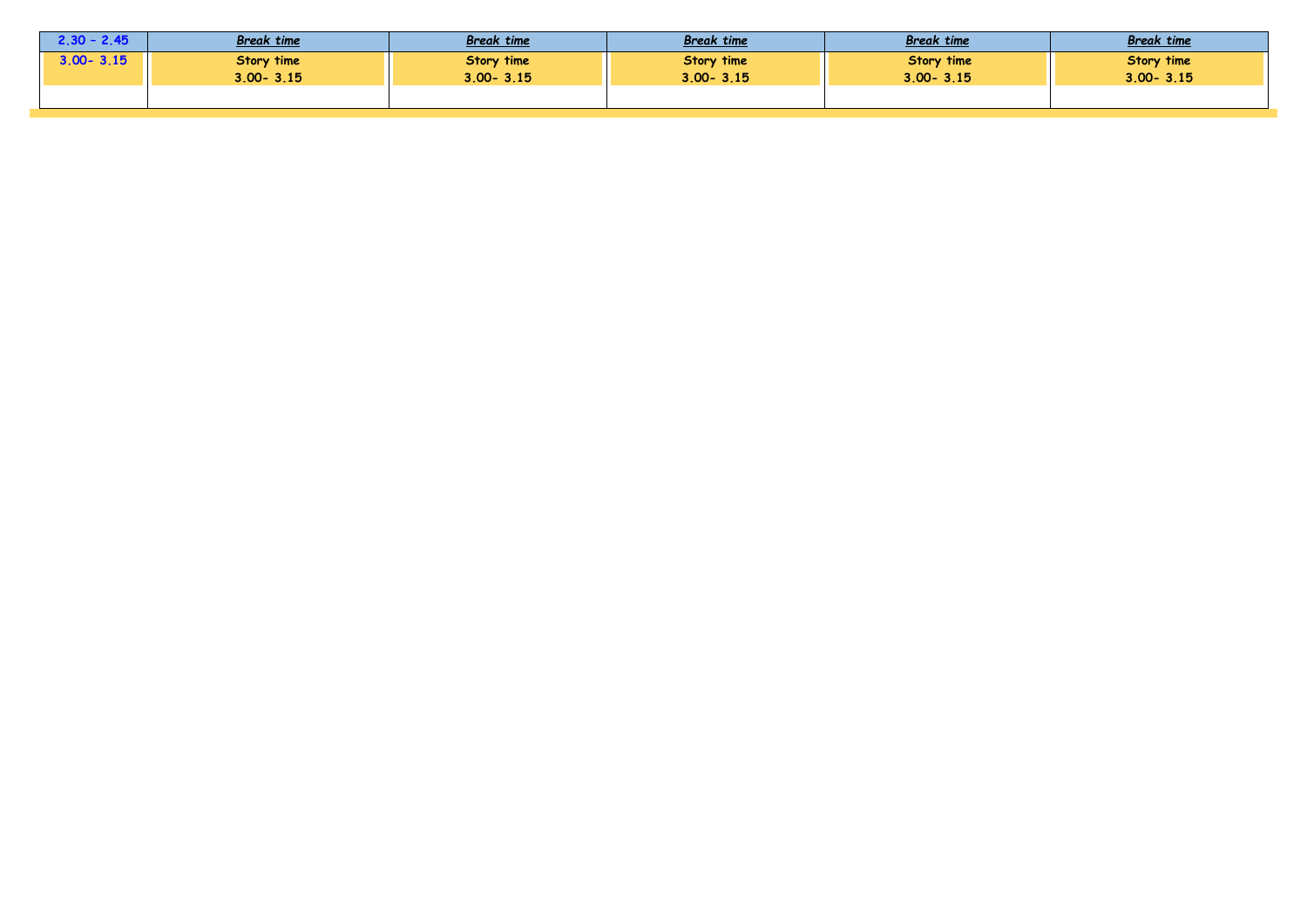| | | | | | |
|---|---|---|---|---|---|
| 2.30 – 2.45 | ***Break time*** | ***Break time*** | ***Break time*** | ***Break time*** | ***Break time*** |
| 3.00- 3.15 | **Story time 3.00- 3.15** | **Story time 3.00- 3.15** | **Story time 3.00- 3.15** | **Story time 3.00- 3.15** | **Story time 3.00- 3.15** |